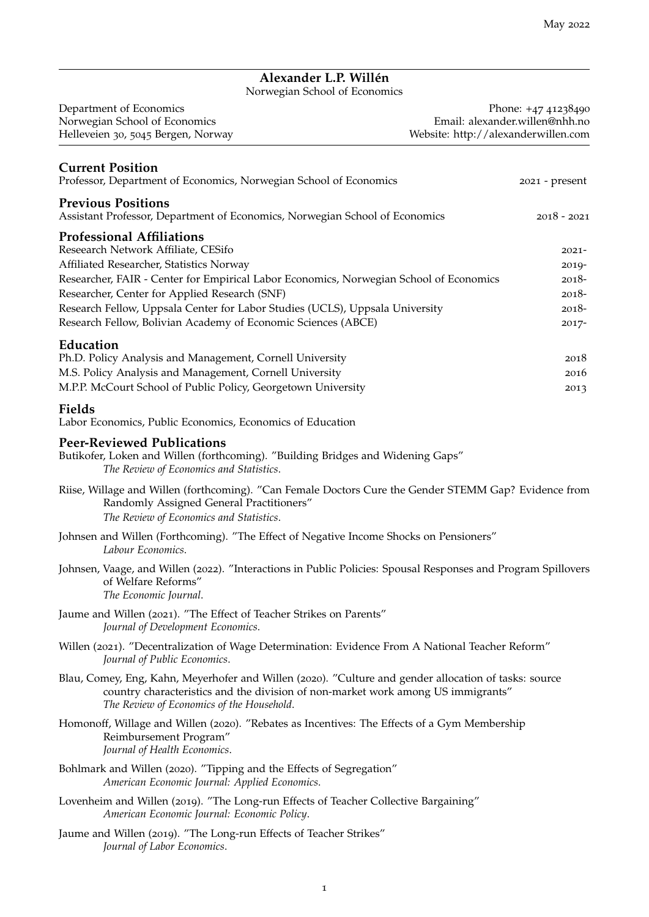May 2022

# Alexander L.P. Willén

Norwegian School of Economics

Department of Economics
Norwegian School of Economics
Helleveien 30, 5045 Bergen, Norway

Phone: +47 41238490
Email: alexander.willen@nhh.no
Website: http://alexanderwillen.com

## Current Position

Professor, Department of Economics, Norwegian School of Economics — 2021 - present

## Previous Positions

Assistant Professor, Department of Economics, Norwegian School of Economics — 2018 - 2021

## Professional Affiliations

Reseearch Network Affiliate, CESifo — 2021-

Affiliated Researcher, Statistics Norway — 2019-

Researcher, FAIR - Center for Empirical Labor Economics, Norwegian School of Economics — 2018-

Researcher, Center for Applied Research (SNF) — 2018-

Research Fellow, Uppsala Center for Labor Studies (UCLS), Uppsala University — 2018-

Research Fellow, Bolivian Academy of Economic Sciences (ABCE) — 2017-

## Education

Ph.D. Policy Analysis and Management, Cornell University — 2018

M.S. Policy Analysis and Management, Cornell University — 2016

M.P.P. McCourt School of Public Policy, Georgetown University — 2013

## Fields

Labor Economics, Public Economics, Economics of Education

## Peer-Reviewed Publications

Butikofer, Loken and Willen (forthcoming). "Building Bridges and Widening Gaps"
*The Review of Economics and Statistics*.

Riise, Willage and Willen (forthcoming). "Can Female Doctors Cure the Gender STEMM Gap? Evidence from Randomly Assigned General Practitioners"
*The Review of Economics and Statistics*.

Johnsen and Willen (Forthcoming). "The Effect of Negative Income Shocks on Pensioners"
*Labour Economics*.

Johnsen, Vaage, and Willen (2022). "Interactions in Public Policies: Spousal Responses and Program Spillovers of Welfare Reforms"
*The Economic Journal*.

Jaume and Willen (2021). "The Effect of Teacher Strikes on Parents"
*Journal of Development Economics*.

Willen (2021). "Decentralization of Wage Determination: Evidence From A National Teacher Reform"
*Journal of Public Economics*.

Blau, Comey, Eng, Kahn, Meyerhofer and Willen (2020). "Culture and gender allocation of tasks: source country characteristics and the division of non-market work among US immigrants"
*The Review of Economics of the Household*.

Homonoff, Willage and Willen (2020). "Rebates as Incentives: The Effects of a Gym Membership Reimbursement Program"
*Journal of Health Economics*.

Bohlmark and Willen (2020). "Tipping and the Effects of Segregation"
*American Economic Journal: Applied Economics*.

Lovenheim and Willen (2019). "The Long-run Effects of Teacher Collective Bargaining"
*American Economic Journal: Economic Policy*.

Jaume and Willen (2019). "The Long-run Effects of Teacher Strikes"
*Journal of Labor Economics*.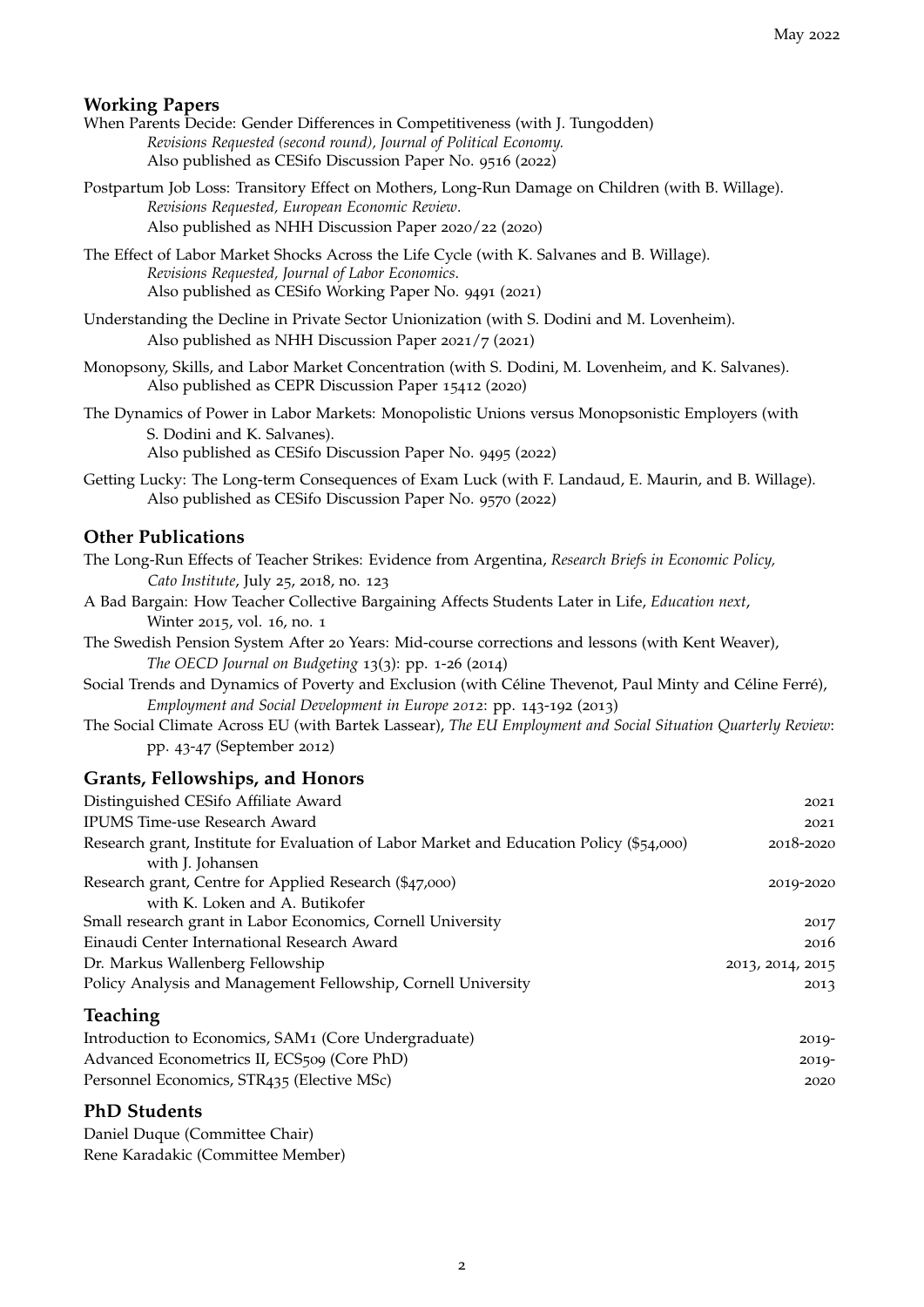## Working Papers

When Parents Decide: Gender Differences in Competitiveness (with J. Tungodden)
*Revisions Requested (second round), Journal of Political Economy.*
Also published as CESifo Discussion Paper No. 9516 (2022)

Postpartum Job Loss: Transitory Effect on Mothers, Long-Run Damage on Children (with B. Willage).
*Revisions Requested, European Economic Review*.
Also published as NHH Discussion Paper 2020/22 (2020)

The Effect of Labor Market Shocks Across the Life Cycle (with K. Salvanes and B. Willage).
*Revisions Requested, Journal of Labor Economics.*
Also published as CESifo Working Paper No. 9491 (2021)

Understanding the Decline in Private Sector Unionization (with S. Dodini and M. Lovenheim).
Also published as NHH Discussion Paper 2021/7 (2021)

Monopsony, Skills, and Labor Market Concentration (with S. Dodini, M. Lovenheim, and K. Salvanes).
Also published as CEPR Discussion Paper 15412 (2020)

The Dynamics of Power in Labor Markets: Monopolistic Unions versus Monopsonistic Employers (with S. Dodini and K. Salvanes).
Also published as CESifo Discussion Paper No. 9495 (2022)

Getting Lucky: The Long-term Consequences of Exam Luck (with F. Landaud, E. Maurin, and B. Willage).
Also published as CESifo Discussion Paper No. 9570 (2022)

## Other Publications

The Long-Run Effects of Teacher Strikes: Evidence from Argentina, *Research Briefs in Economic Policy, Cato Institute*, July 25, 2018, no. 123

A Bad Bargain: How Teacher Collective Bargaining Affects Students Later in Life, *Education next*, Winter 2015, vol. 16, no. 1

The Swedish Pension System After 20 Years: Mid-course corrections and lessons (with Kent Weaver), *The OECD Journal on Budgeting* 13(3): pp. 1-26 (2014)

Social Trends and Dynamics of Poverty and Exclusion (with Céline Thevenot, Paul Minty and Céline Ferré), *Employment and Social Development in Europe 2012*: pp. 143-192 (2013)

The Social Climate Across EU (with Bartek Lassear), *The EU Employment and Social Situation Quarterly Review*: pp. 43-47 (September 2012)

## Grants, Fellowships, and Honors

| | |
|---|---|
| Distinguished CESifo Affiliate Award | 2021 |
| IPUMS Time-use Research Award | 2021 |
| Research grant, Institute for Evaluation of Labor Market and Education Policy ($54,000) with J. Johansen | 2018-2020 |
| Research grant, Centre for Applied Research ($47,000) with K. Loken and A. Butikofer | 2019-2020 |
| Small research grant in Labor Economics, Cornell University | 2017 |
| Einaudi Center International Research Award | 2016 |
| Dr. Markus Wallenberg Fellowship | 2013, 2014, 2015 |
| Policy Analysis and Management Fellowship, Cornell University | 2013 |

## Teaching

| | |
|---|---|
| Introduction to Economics, SAM1 (Core Undergraduate) | 2019- |
| Advanced Econometrics II, ECS509 (Core PhD) | 2019- |
| Personnel Economics, STR435 (Elective MSc) | 2020 |

## PhD Students

Daniel Duque (Committee Chair)
Rene Karadakic (Committee Member)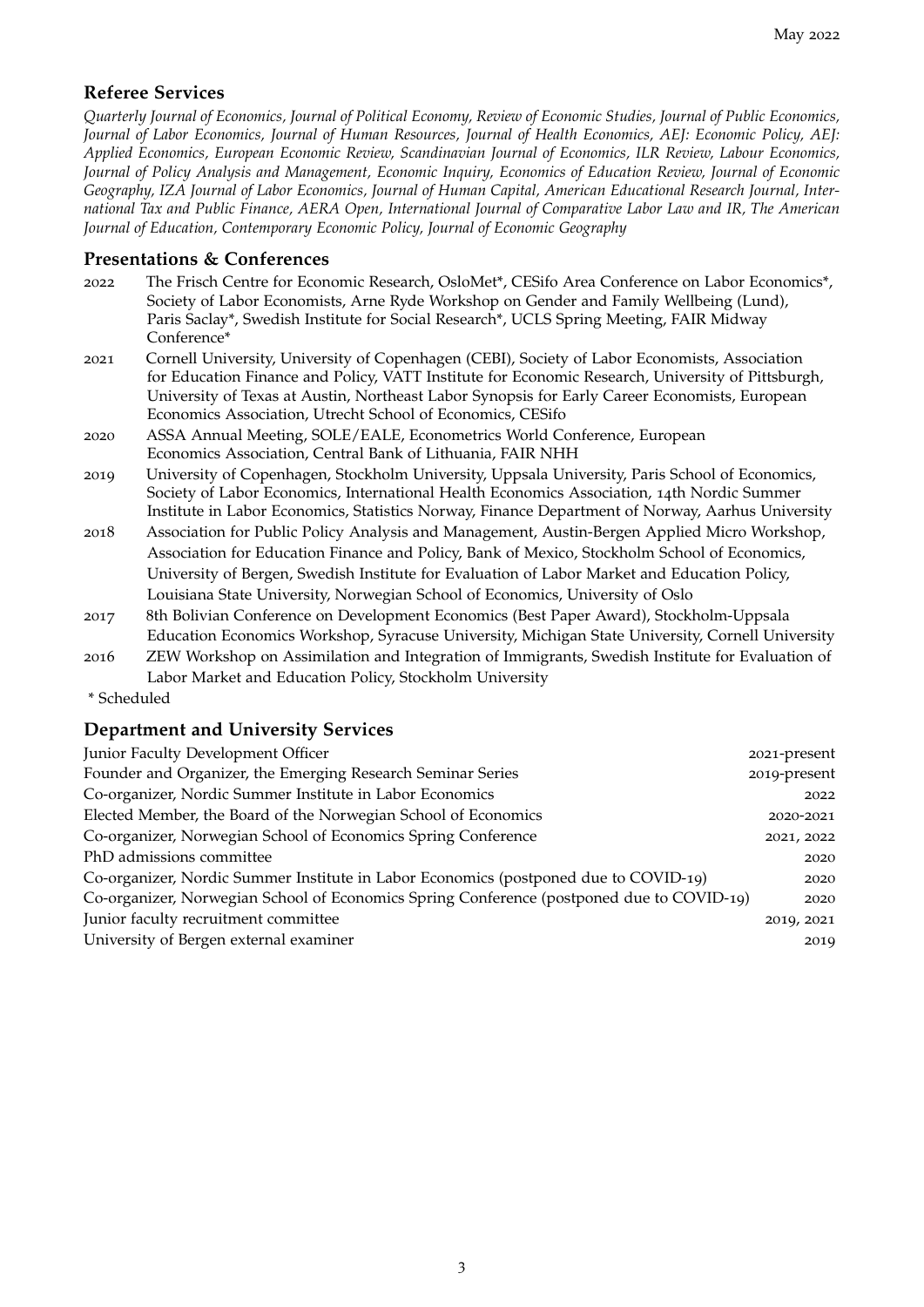May 2022

## Referee Services

*Quarterly Journal of Economics, Journal of Political Economy, Review of Economic Studies, Journal of Public Economics, Journal of Labor Economics, Journal of Human Resources, Journal of Health Economics, AEJ: Economic Policy, AEJ: Applied Economics, European Economic Review, Scandinavian Journal of Economics, ILR Review, Labour Economics, Journal of Policy Analysis and Management, Economic Inquiry, Economics of Education Review, Journal of Economic Geography, IZA Journal of Labor Economics, Journal of Human Capital, American Educational Research Journal, International Tax and Public Finance, AERA Open, International Journal of Comparative Labor Law and IR, The American Journal of Education, Contemporary Economic Policy, Journal of Economic Geography*

## Presentations & Conferences

| | |
|---|---|
| 2022 | The Frisch Centre for Economic Research, OsloMet*, CESifo Area Conference on Labor Economics*, Society of Labor Economists, Arne Ryde Workshop on Gender and Family Wellbeing (Lund), Paris Saclay*, Swedish Institute for Social Research*, UCLS Spring Meeting, FAIR Midway Conference* |
| 2021 | Cornell University, University of Copenhagen (CEBI), Society of Labor Economists, Association for Education Finance and Policy, VATT Institute for Economic Research, University of Pittsburgh, University of Texas at Austin, Northeast Labor Synopsis for Early Career Economists, European Economics Association, Utrecht School of Economics, CESifo |
| 2020 | ASSA Annual Meeting, SOLE/EALE, Econometrics World Conference, European Economics Association, Central Bank of Lithuania, FAIR NHH |
| 2019 | University of Copenhagen, Stockholm University, Uppsala University, Paris School of Economics, Society of Labor Economics, International Health Economics Association, 14th Nordic Summer Institute in Labor Economics, Statistics Norway, Finance Department of Norway, Aarhus University |
| 2018 | Association for Public Policy Analysis and Management, Austin-Bergen Applied Micro Workshop, Association for Education Finance and Policy, Bank of Mexico, Stockholm School of Economics, University of Bergen, Swedish Institute for Evaluation of Labor Market and Education Policy, Louisiana State University, Norwegian School of Economics, University of Oslo |
| 2017 | 8th Bolivian Conference on Development Economics (Best Paper Award), Stockholm-Uppsala Education Economics Workshop, Syracuse University, Michigan State University, Cornell University |
| 2016 | ZEW Workshop on Assimilation and Integration of Immigrants, Swedish Institute for Evaluation of Labor Market and Education Policy, Stockholm University |

\* Scheduled

## Department and University Services

| | |
|---|---|
| Junior Faculty Development Officer | 2021-present |
| Founder and Organizer, the Emerging Research Seminar Series | 2019-present |
| Co-organizer, Nordic Summer Institute in Labor Economics | 2022 |
| Elected Member, the Board of the Norwegian School of Economics | 2020-2021 |
| Co-organizer, Norwegian School of Economics Spring Conference | 2021, 2022 |
| PhD admissions committee | 2020 |
| Co-organizer, Nordic Summer Institute in Labor Economics (postponed due to COVID-19) | 2020 |
| Co-organizer, Norwegian School of Economics Spring Conference (postponed due to COVID-19) | 2020 |
| Junior faculty recruitment committee | 2019, 2021 |
| University of Bergen external examiner | 2019 |